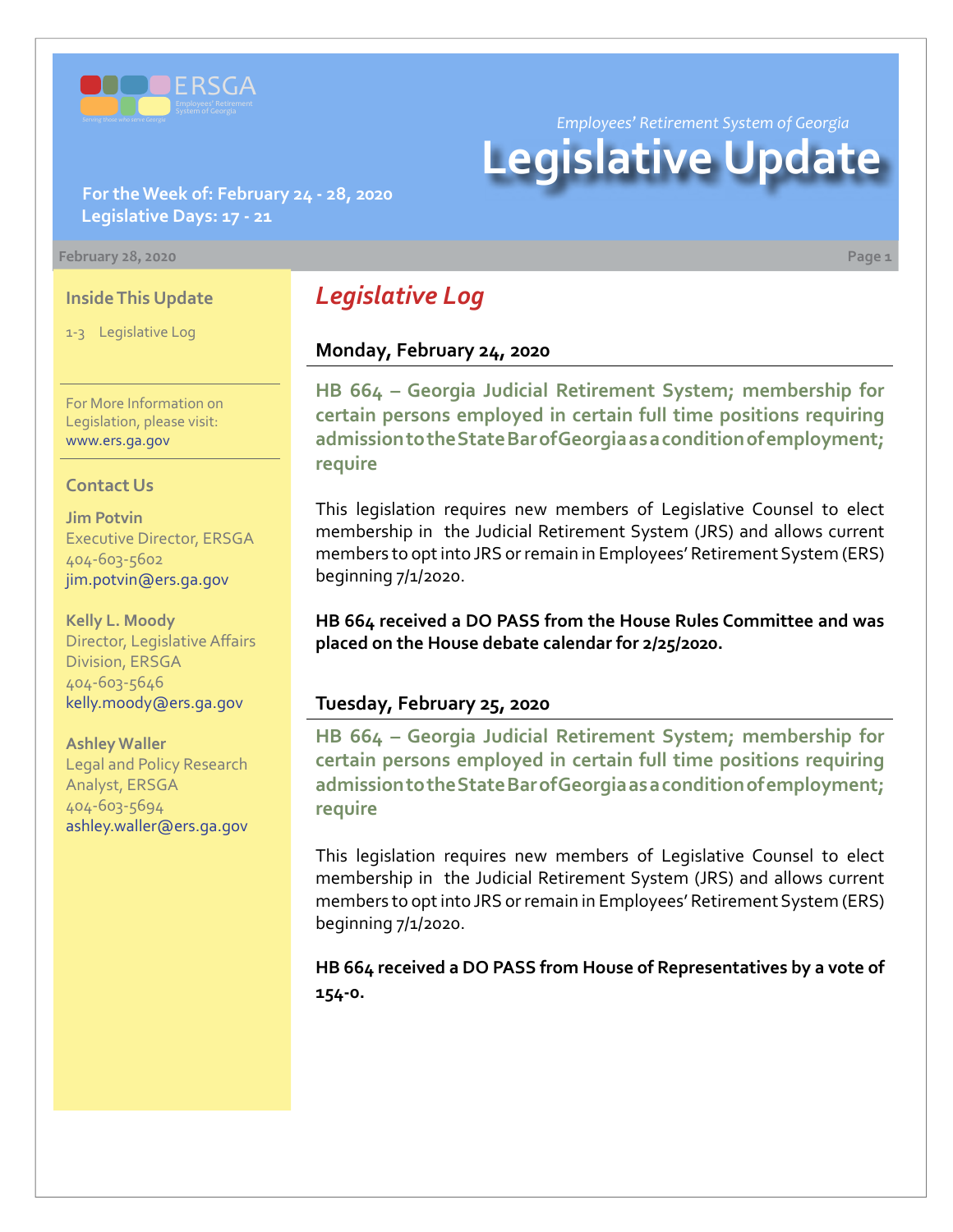ERSGA

Employees' Retirement System of Georgia

*Employees' Retirement System of Georgia*

# Legislative Update

**For the Week of: February 24 - 28, 2020**
**Legislative Days: 17 - 21**

**February 28, 2020**

### Inside This Update

1-3 Legislative Log

For More Information on Legislation, please visit: www.ers.ga.gov

### Contact Us

**Jim Potvin**
Executive Director, ERSGA
404-603-5602
jim.potvin@ers.ga.gov

**Kelly L. Moody**
Director, Legislative Affairs Division, ERSGA
404-603-5646
kelly.moody@ers.ga.gov

**Ashley Waller**
Legal and Policy Research Analyst, ERSGA
404-603-5694
ashley.waller@ers.ga.gov

## *Legislative Log*

### Monday, February 24, 2020

**HB 664 – Georgia Judicial Retirement System; membership for certain persons employed in certain full time positions requiring admission to the State Bar of Georgia as a condition of employment; require**

This legislation requires new members of Legislative Counsel to elect membership in the Judicial Retirement System (JRS) and allows current members to opt into JRS or remain in Employees' Retirement System (ERS) beginning 7/1/2020.

**HB 664 received a DO PASS from the House Rules Committee and was placed on the House debate calendar for 2/25/2020.**

### Tuesday, February 25, 2020

**HB 664 – Georgia Judicial Retirement System; membership for certain persons employed in certain full time positions requiring admission to the State Bar of Georgia as a condition of employment; require**

This legislation requires new members of Legislative Counsel to elect membership in the Judicial Retirement System (JRS) and allows current members to opt into JRS or remain in Employees' Retirement System (ERS) beginning 7/1/2020.

**HB 664 received a DO PASS from House of Representatives by a vote of 154-0.**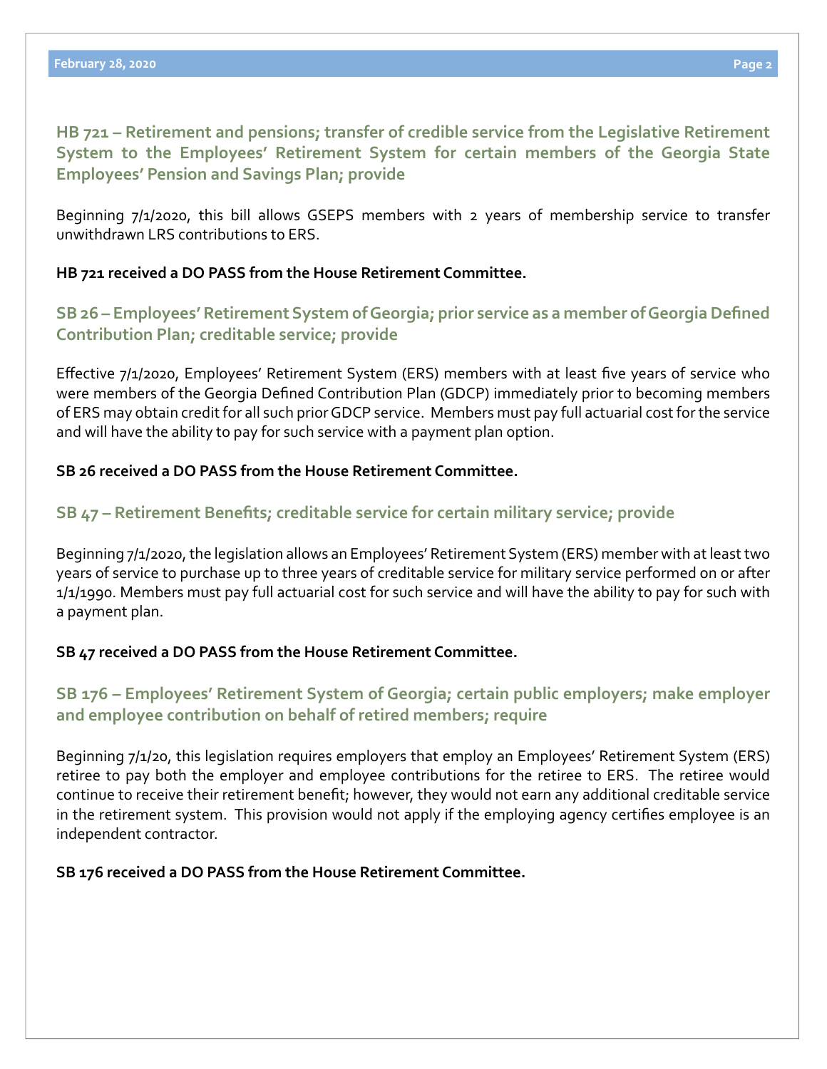## HB 721 – Retirement and pensions; transfer of credible service from the Legislative Retirement System to the Employees' Retirement System for certain members of the Georgia State Employees' Pension and Savings Plan; provide

Beginning 7/1/2020, this bill allows GSEPS members with 2 years of membership service to transfer unwithdrawn LRS contributions to ERS.

**HB 721 received a DO PASS from the House Retirement Committee.**

## SB 26 – Employees' Retirement System of Georgia; prior service as a member of Georgia Defined Contribution Plan; creditable service; provide

Effective 7/1/2020, Employees' Retirement System (ERS) members with at least five years of service who were members of the Georgia Defined Contribution Plan (GDCP) immediately prior to becoming members of ERS may obtain credit for all such prior GDCP service. Members must pay full actuarial cost for the service and will have the ability to pay for such service with a payment plan option.

**SB 26 received a DO PASS from the House Retirement Committee.**

## SB 47 – Retirement Benefits; creditable service for certain military service; provide

Beginning 7/1/2020, the legislation allows an Employees' Retirement System (ERS) member with at least two years of service to purchase up to three years of creditable service for military service performed on or after 1/1/1990. Members must pay full actuarial cost for such service and will have the ability to pay for such with a payment plan.

**SB 47 received a DO PASS from the House Retirement Committee.**

## SB 176 – Employees' Retirement System of Georgia; certain public employers; make employer and employee contribution on behalf of retired members; require

Beginning 7/1/20, this legislation requires employers that employ an Employees' Retirement System (ERS) retiree to pay both the employer and employee contributions for the retiree to ERS. The retiree would continue to receive their retirement benefit; however, they would not earn any additional creditable service in the retirement system. This provision would not apply if the employing agency certifies employee is an independent contractor.

**SB 176 received a DO PASS from the House Retirement Committee.**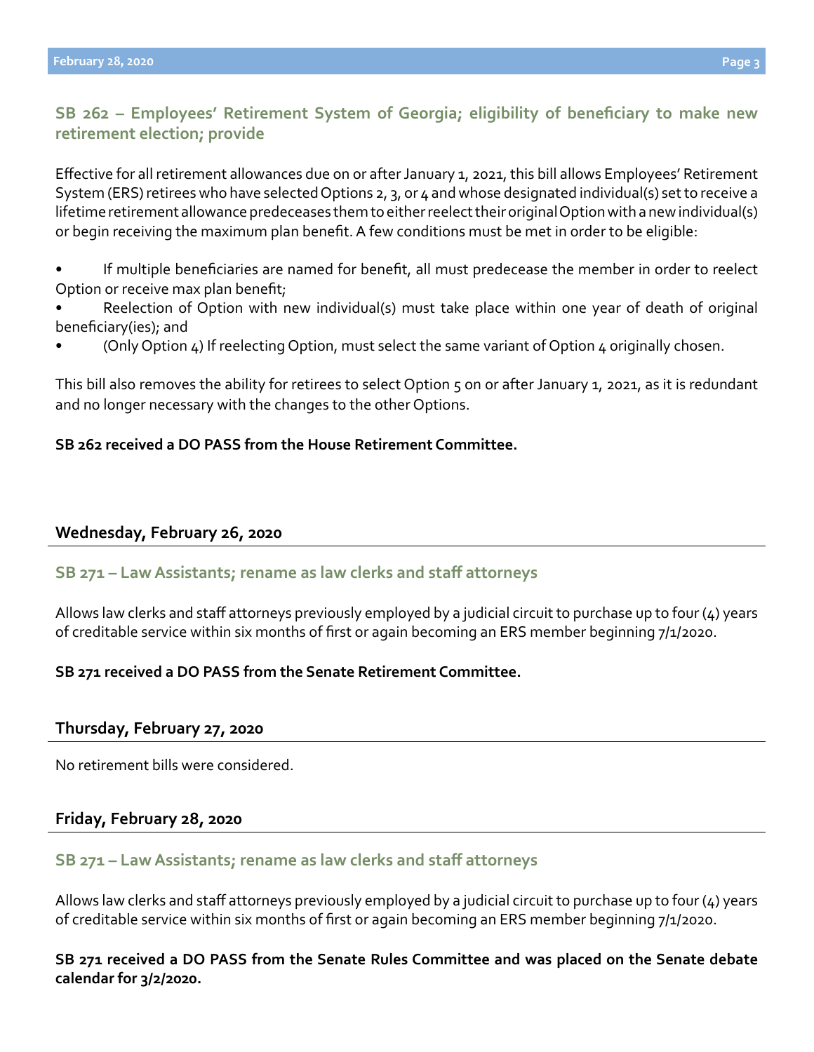## SB 262 – Employees' Retirement System of Georgia; eligibility of beneficiary to make new retirement election; provide

Effective for all retirement allowances due on or after January 1, 2021, this bill allows Employees' Retirement System (ERS) retirees who have selected Options 2, 3, or 4 and whose designated individual(s) set to receive a lifetime retirement allowance predeceases them to either reelect their original Option with a new individual(s) or begin receiving the maximum plan benefit. A few conditions must be met in order to be eligible:

- If multiple beneficiaries are named for benefit, all must predecease the member in order to reelect Option or receive max plan benefit;
- Reelection of Option with new individual(s) must take place within one year of death of original beneficiary(ies); and
- (Only Option 4) If reelecting Option, must select the same variant of Option 4 originally chosen.

This bill also removes the ability for retirees to select Option 5 on or after January 1, 2021, as it is redundant and no longer necessary with the changes to the other Options.

**SB 262 received a DO PASS from the House Retirement Committee.**

## Wednesday, February 26, 2020

### SB 271 – Law Assistants; rename as law clerks and staff attorneys

Allows law clerks and staff attorneys previously employed by a judicial circuit to purchase up to four (4) years of creditable service within six months of first or again becoming an ERS member beginning 7/1/2020.

**SB 271 received a DO PASS from the Senate Retirement Committee.**

## Thursday, February 27, 2020

No retirement bills were considered.

## Friday, February 28, 2020

### SB 271 – Law Assistants; rename as law clerks and staff attorneys

Allows law clerks and staff attorneys previously employed by a judicial circuit to purchase up to four (4) years of creditable service within six months of first or again becoming an ERS member beginning 7/1/2020.

**SB 271 received a DO PASS from the Senate Rules Committee and was placed on the Senate debate calendar for 3/2/2020.**